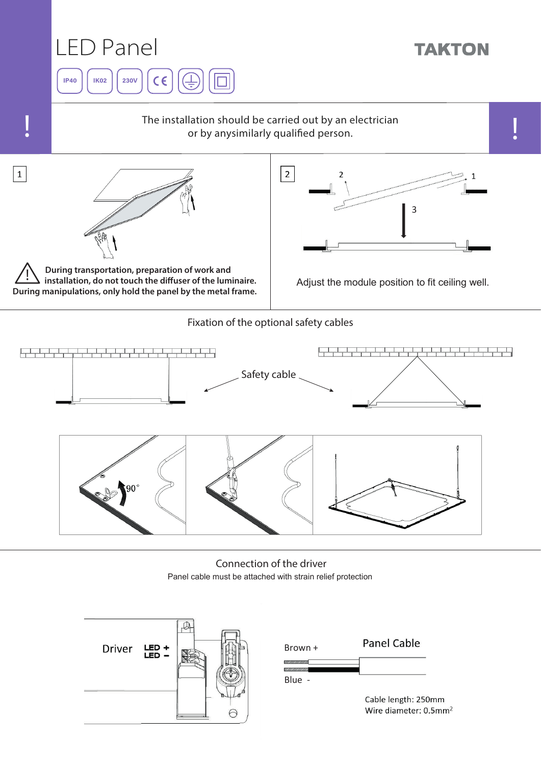# LED Panel

TAKTON

IP40 | IK02 | 230V

**!** The installation should be carried out by an electrician or by anysimilarly qualified person. **!**

1

**During transportation, preparation of work and installation, do not touch the diffuser of the luminaire. During manipulations, only hold the panel by the metal frame.**

2

Adjust the module position to fit ceiling well.

## Fixation of the optional safety cables

Safety cable

90°

## Connection of the driver

Panel cable must be attached with strain relief protection

Driver

LED +
LED −

Brown +

Blue -

Panel Cable

Cable length: 250mm
Wire diameter: $0.5mm^2$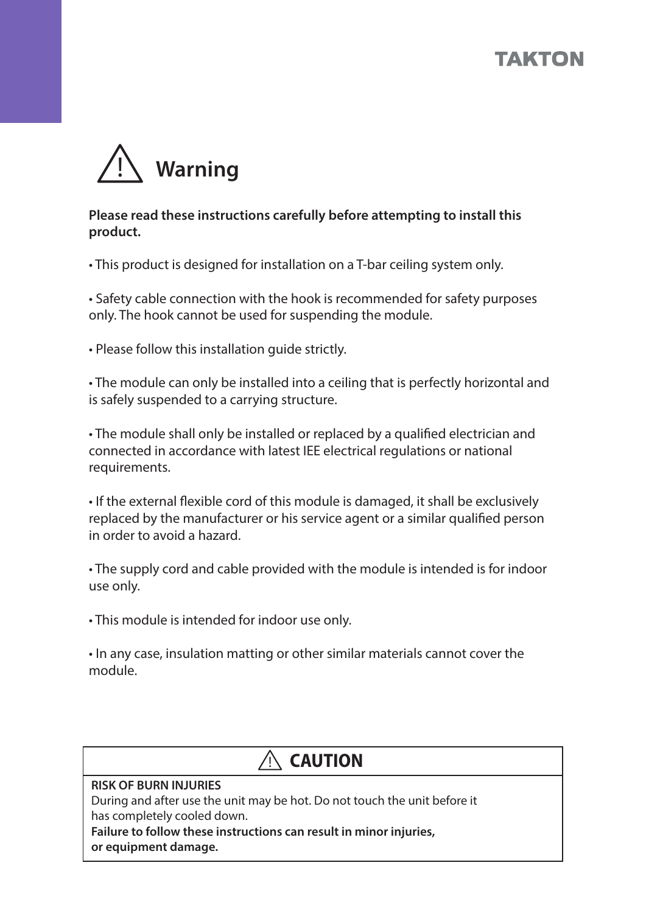# Warning

**Please read these instructions carefully before attempting to install this product.**

• This product is designed for installation on a T-bar ceiling system only.

• Safety cable connection with the hook is recommended for safety purposes only. The hook cannot be used for suspending the module.

• Please follow this installation guide strictly.

• The module can only be installed into a ceiling that is perfectly horizontal and is safely suspended to a carrying structure.

• The module shall only be installed or replaced by a qualified electrician and connected in accordance with latest IEE electrical regulations or national requirements.

• If the external flexible cord of this module is damaged, it shall be exclusively replaced by the manufacturer or his service agent or a similar qualified person in order to avoid a hazard.

• The supply cord and cable provided with the module is intended is for indoor use only.

• This module is intended for indoor use only.

• In any case, insulation matting or other similar materials cannot cover the module.

| ⚠ CAUTION |
| --- |
| **RISK OF BURN INJURIES**<br>During and after use the unit may be hot. Do not touch the unit before it has completely cooled down.<br>**Failure to follow these instructions can result in minor injuries, or equipment damage.** |